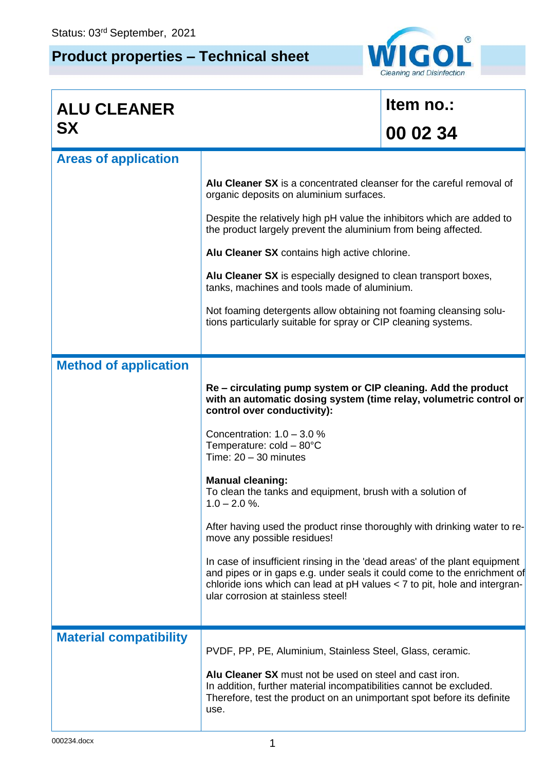Status: 03rd September, 2021

# Product properties – Technical sheet

| **ALU CLEANER SX** | **Item no.: 00 02 34** |
|---|---|

## Areas of application

**Alu Cleaner SX** is a concentrated cleanser for the careful removal of organic deposits on aluminium surfaces.

Despite the relatively high pH value the inhibitors which are added to the product largely prevent the aluminium from being affected.

**Alu Cleaner SX** contains high active chlorine.

**Alu Cleaner SX** is especially designed to clean transport boxes, tanks, machines and tools made of aluminium.

Not foaming detergents allow obtaining not foaming cleansing solutions particularly suitable for spray or CIP cleaning systems.

## Method of application

**Re – circulating pump system or CIP cleaning. Add the product with an automatic dosing system (time relay, volumetric control or control over conductivity):**

Concentration: 1.0 – 3.0 %
Temperature: cold – 80°C
Time: 20 – 30 minutes

**Manual cleaning:**
To clean the tanks and equipment, brush with a solution of 1.0 – 2.0 %.

After having used the product rinse thoroughly with drinking water to remove any possible residues!

In case of insufficient rinsing in the 'dead areas' of the plant equipment and pipes or in gaps e.g. under seals it could come to the enrichment of chloride ions which can lead at pH values < 7 to pit, hole and intergranular corrosion at stainless steel!

## Material compatibility

PVDF, PP, PE, Aluminium, Stainless Steel, Glass, ceramic.

**Alu Cleaner SX** must not be used on steel and cast iron.
In addition, further material incompatibilities cannot be excluded. Therefore, test the product on an unimportant spot before its definite use.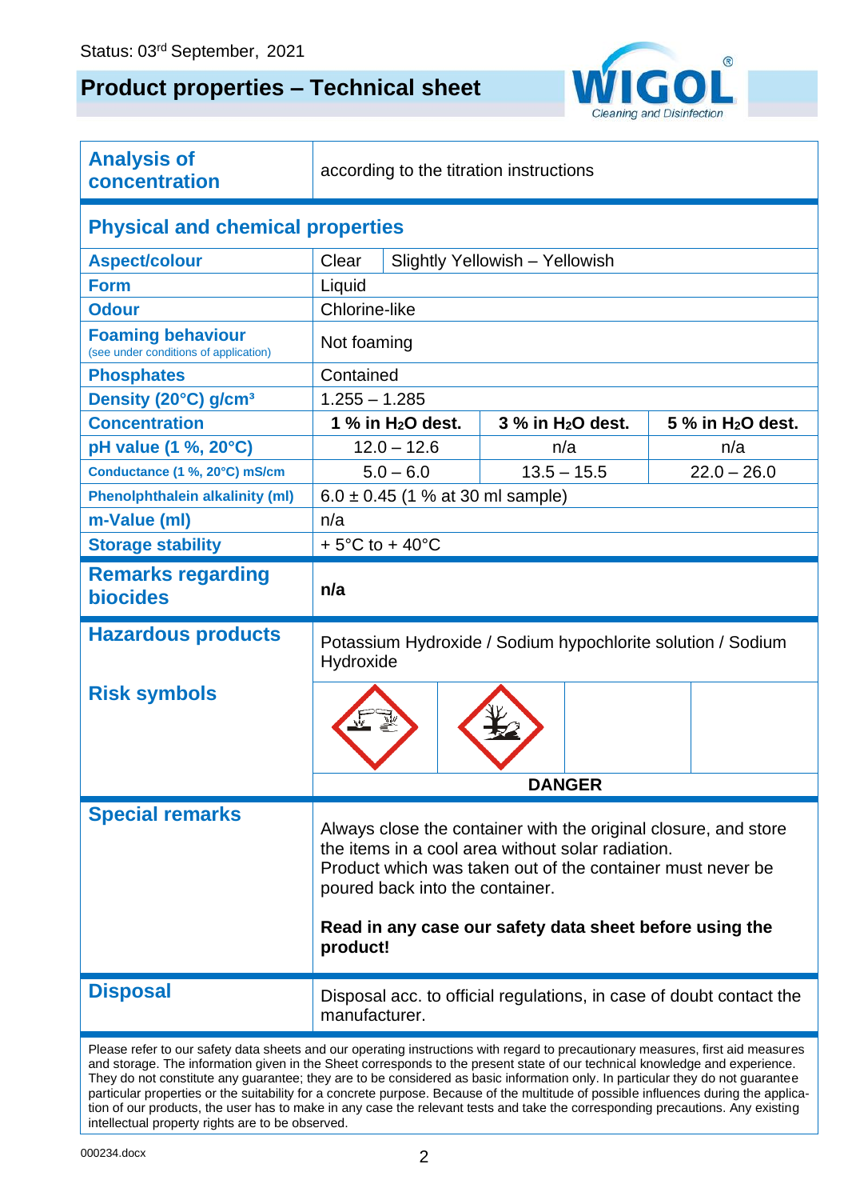Status: 03rd September, 2021

# Product properties – Technical sheet

WIGOL® Cleaning and Disinfection

| | | | |
|---|---|---|---|
| **Analysis of concentration** | according to the titration instructions | | |
| **Physical and chemical properties** | | | |
| **Aspect/colour** | Clear | Slightly Yellowish – Yellowish | |
| **Form** | Liquid | | |
| **Odour** | Chlorine-like | | |
| **Foaming behaviour** (see under conditions of application) | Not foaming | | |
| **Phosphates** | Contained | | |
| **Density (20°C) g/cm³** | 1.255 – 1.285 | | |
| **Concentration** | **1 % in $H_2O$ dest.** | **3 % in $H_2O$ dest.** | **5 % in $H_2O$ dest.** |
| **pH value (1 %, 20°C)** | 12.0 – 12.6 | n/a | n/a |
| **Conductance (1 %, 20°C) mS/cm** | 5.0 – 6.0 | 13.5 – 15.5 | 22.0 – 26.0 |
| **Phenolphthalein alkalinity (ml)** | 6.0 ± 0.45 (1 % at 30 ml sample) | | |
| **m-Value (ml)** | n/a | | |
| **Storage stability** | + 5°C to + 40°C | | |
| **Remarks regarding biocides** | **n/a** | | |
| **Hazardous products** | Potassium Hydroxide / Sodium hypochlorite solution / Sodium Hydroxide | | |
| **Risk symbols** | **DANGER** | | |
| **Special remarks** | Always close the container with the original closure, and store the items in a cool area without solar radiation. Product which was taken out of the container must never be poured back into the container. **Read in any case our safety data sheet before using the product!** | | |
| **Disposal** | Disposal acc. to official regulations, in case of doubt contact the manufacturer. | | |

Please refer to our safety data sheets and our operating instructions with regard to precautionary measures, first aid measures and storage. The information given in the Sheet corresponds to the present state of our technical knowledge and experience. They do not constitute any guarantee; they are to be considered as basic information only. In particular they do not guarantee particular properties or the suitability for a concrete purpose. Because of the multitude of possible influences during the application of our products, the user has to make in any case the relevant tests and take the corresponding precautions. Any existing intellectual property rights are to be observed.

000234.docx